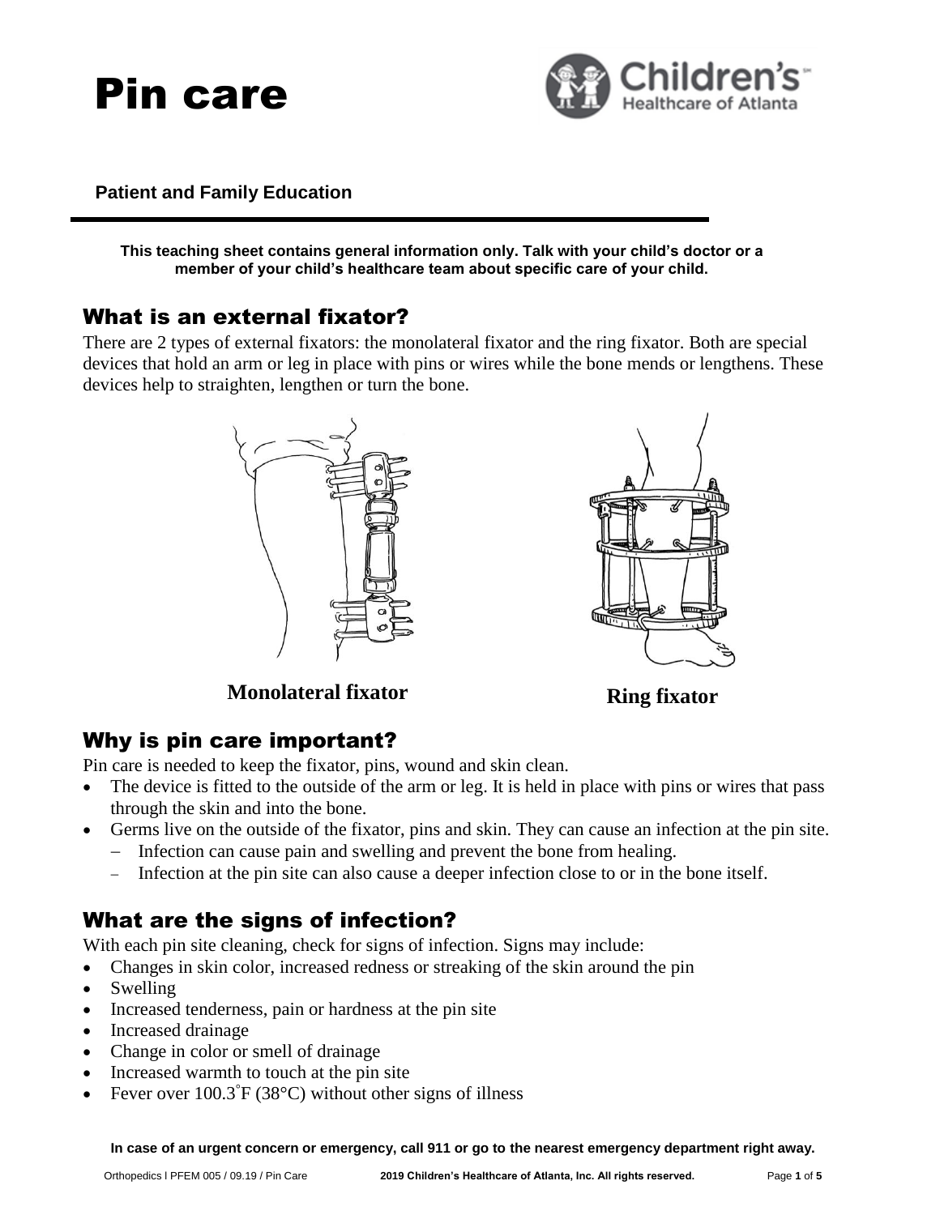# Pin care

**Patient and Family Education**

**This teaching sheet contains general information only. Talk with your child's doctor or a member of your child's healthcare team about specific care of your child.**

## What is an external fixator?

There are 2 types of external fixators: the monolateral fixator and the ring fixator. Both are special devices that hold an arm or leg in place with pins or wires while the bone mends or lengthens. These devices help to straighten, lengthen or turn the bone.

**Monolateral fixator** **Ring fixator**

## Why is pin care important?

Pin care is needed to keep the fixator, pins, wound and skin clean.

- The device is fitted to the outside of the arm or leg. It is held in place with pins or wires that pass through the skin and into the bone.
- Germs live on the outside of the fixator, pins and skin. They can cause an infection at the pin site.
  - Infection can cause pain and swelling and prevent the bone from healing.
  - Infection at the pin site can also cause a deeper infection close to or in the bone itself.

## What are the signs of infection?

With each pin site cleaning, check for signs of infection. Signs may include:

- Changes in skin color, increased redness or streaking of the skin around the pin
- Swelling
- Increased tenderness, pain or hardness at the pin site
- Increased drainage
- Change in color or smell of drainage
- Increased warmth to touch at the pin site
- Fever over 100.3°F (38°C) without other signs of illness

**In case of an urgent concern or emergency, call 911 or go to the nearest emergency department right away.**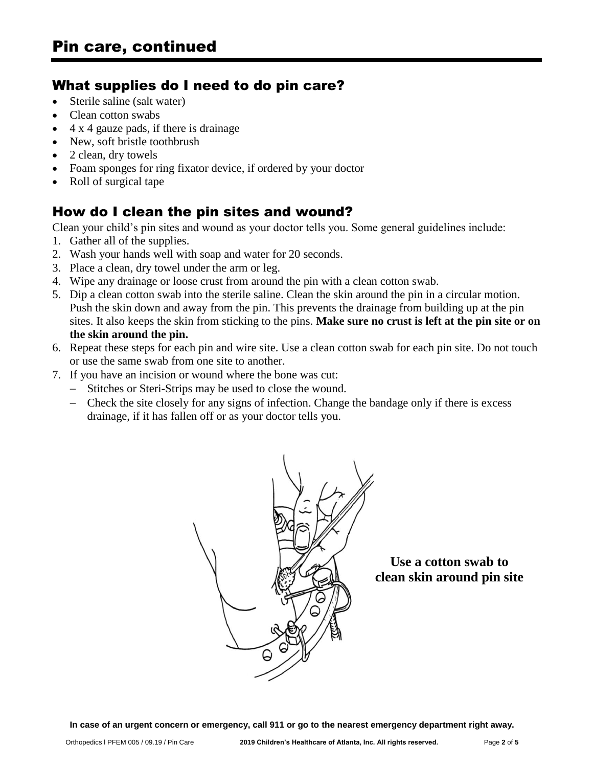# Pin care, continued

## What supplies do I need to do pin care?

- Sterile saline (salt water)
- Clean cotton swabs
- 4 x 4 gauze pads, if there is drainage
- New, soft bristle toothbrush
- 2 clean, dry towels
- Foam sponges for ring fixator device, if ordered by your doctor
- Roll of surgical tape

## How do I clean the pin sites and wound?

Clean your child's pin sites and wound as your doctor tells you. Some general guidelines include:

1. Gather all of the supplies.
2. Wash your hands well with soap and water for 20 seconds.
3. Place a clean, dry towel under the arm or leg.
4. Wipe any drainage or loose crust from around the pin with a clean cotton swab.
5. Dip a clean cotton swab into the sterile saline. Clean the skin around the pin in a circular motion. Push the skin down and away from the pin. This prevents the drainage from building up at the pin sites. It also keeps the skin from sticking to the pins. **Make sure no crust is left at the pin site or on the skin around the pin.**
6. Repeat these steps for each pin and wire site. Use a clean cotton swab for each pin site. Do not touch or use the same swab from one site to another.
7. If you have an incision or wound where the bone was cut:
   - Stitches or Steri-Strips may be used to close the wound.
   - Check the site closely for any signs of infection. Change the bandage only if there is excess drainage, if it has fallen off or as your doctor tells you.

**Use a cotton swab to clean skin around pin site**

**In case of an urgent concern or emergency, call 911 or go to the nearest emergency department right away.**

Orthopedics l PFEM 005 / 09.19 / Pin Care    **2019 Children's Healthcare of Atlanta, Inc. All rights reserved.**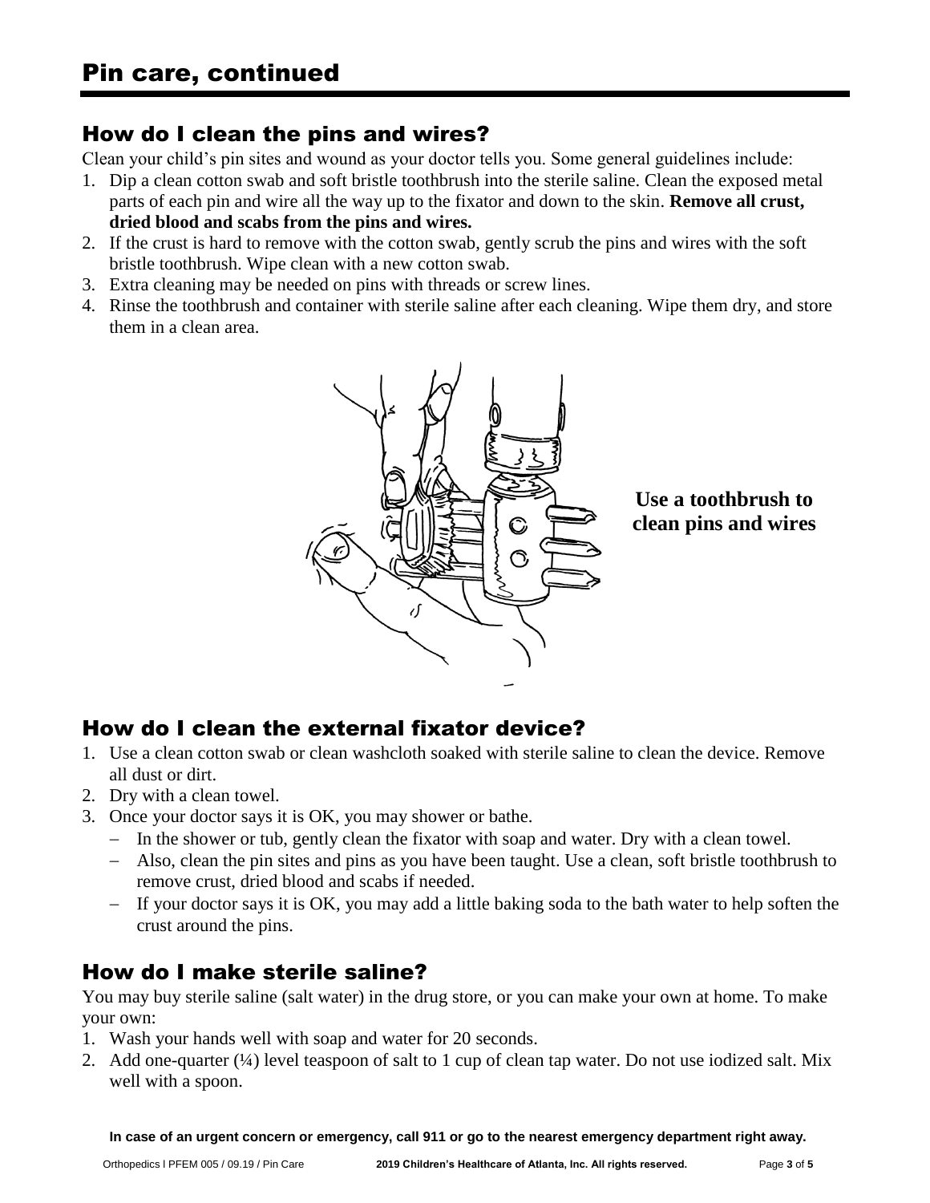# Pin care, continued

## How do I clean the pins and wires?

Clean your child's pin sites and wound as your doctor tells you. Some general guidelines include:

1. Dip a clean cotton swab and soft bristle toothbrush into the sterile saline. Clean the exposed metal parts of each pin and wire all the way up to the fixator and down to the skin. **Remove all crust, dried blood and scabs from the pins and wires.**
2. If the crust is hard to remove with the cotton swab, gently scrub the pins and wires with the soft bristle toothbrush. Wipe clean with a new cotton swab.
3. Extra cleaning may be needed on pins with threads or screw lines.
4. Rinse the toothbrush and container with sterile saline after each cleaning. Wipe them dry, and store them in a clean area.

**Use a toothbrush to clean pins and wires**

## How do I clean the external fixator device?

1. Use a clean cotton swab or clean washcloth soaked with sterile saline to clean the device. Remove all dust or dirt.
2. Dry with a clean towel.
3. Once your doctor says it is OK, you may shower or bathe.
   - In the shower or tub, gently clean the fixator with soap and water. Dry with a clean towel.
   - Also, clean the pin sites and pins as you have been taught. Use a clean, soft bristle toothbrush to remove crust, dried blood and scabs if needed.
   - If your doctor says it is OK, you may add a little baking soda to the bath water to help soften the crust around the pins.

## How do I make sterile saline?

You may buy sterile saline (salt water) in the drug store, or you can make your own at home. To make your own:

1. Wash your hands well with soap and water for 20 seconds.
2. Add one-quarter (¼) level teaspoon of salt to 1 cup of clean tap water. Do not use iodized salt. Mix well with a spoon.

**In case of an urgent concern or emergency, call 911 or go to the nearest emergency department right away.**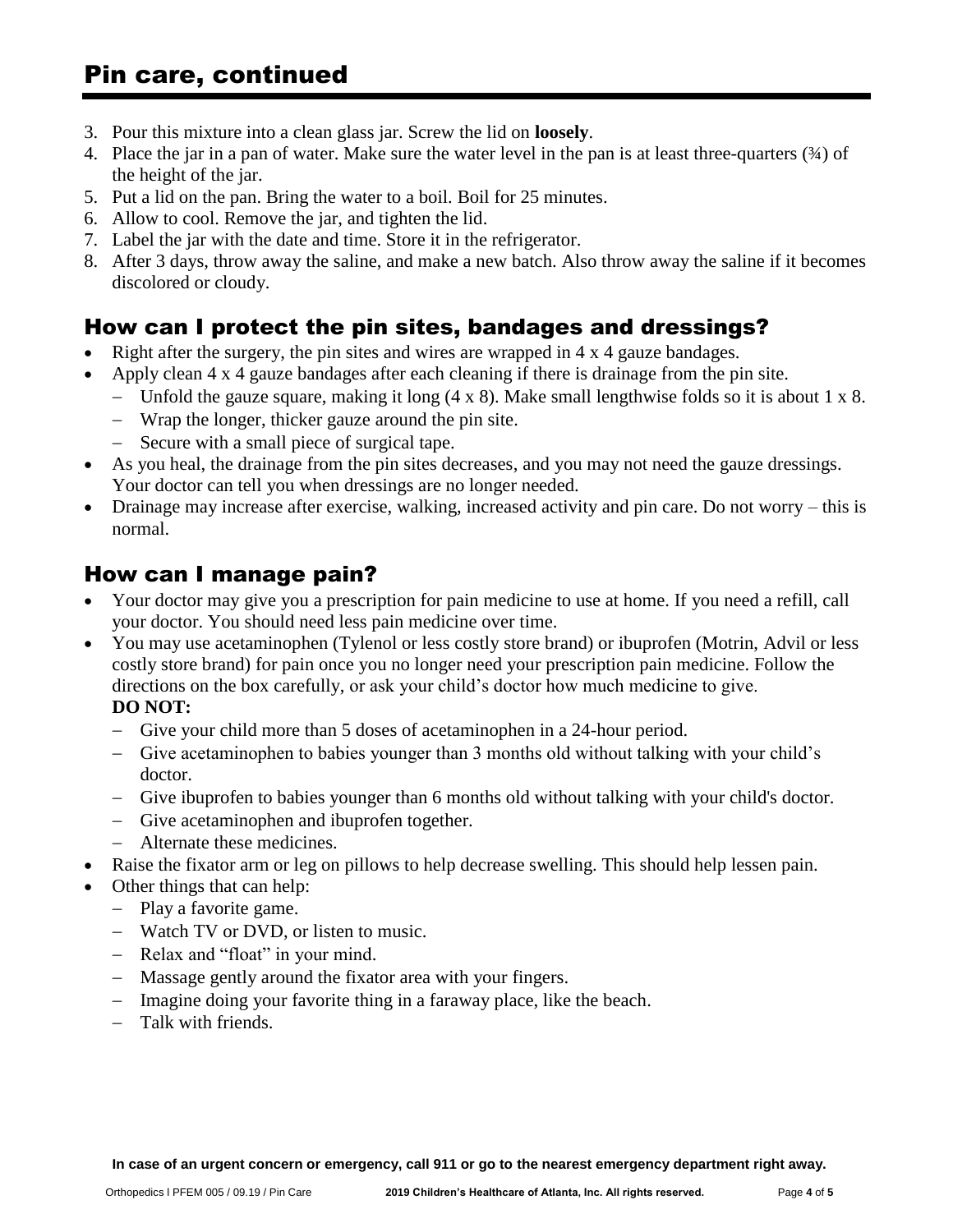# Pin care, continued

3. Pour this mixture into a clean glass jar. Screw the lid on **loosely**.
4. Place the jar in a pan of water. Make sure the water level in the pan is at least three-quarters (¾) of the height of the jar.
5. Put a lid on the pan. Bring the water to a boil. Boil for 25 minutes.
6. Allow to cool. Remove the jar, and tighten the lid.
7. Label the jar with the date and time. Store it in the refrigerator.
8. After 3 days, throw away the saline, and make a new batch. Also throw away the saline if it becomes discolored or cloudy.

## How can I protect the pin sites, bandages and dressings?

- Right after the surgery, the pin sites and wires are wrapped in 4 x 4 gauze bandages.
- Apply clean 4 x 4 gauze bandages after each cleaning if there is drainage from the pin site.
  - Unfold the gauze square, making it long (4 x 8). Make small lengthwise folds so it is about 1 x 8.
  - Wrap the longer, thicker gauze around the pin site.
  - Secure with a small piece of surgical tape.
- As you heal, the drainage from the pin sites decreases, and you may not need the gauze dressings. Your doctor can tell you when dressings are no longer needed.
- Drainage may increase after exercise, walking, increased activity and pin care. Do not worry – this is normal.

## How can I manage pain?

- Your doctor may give you a prescription for pain medicine to use at home. If you need a refill, call your doctor. You should need less pain medicine over time.
- You may use acetaminophen (Tylenol or less costly store brand) or ibuprofen (Motrin, Advil or less costly store brand) for pain once you no longer need your prescription pain medicine. Follow the directions on the box carefully, or ask your child's doctor how much medicine to give.
  **DO NOT:**
  - Give your child more than 5 doses of acetaminophen in a 24-hour period.
  - Give acetaminophen to babies younger than 3 months old without talking with your child's doctor.
  - Give ibuprofen to babies younger than 6 months old without talking with your child's doctor.
  - Give acetaminophen and ibuprofen together.
  - Alternate these medicines.
- Raise the fixator arm or leg on pillows to help decrease swelling. This should help lessen pain.
- Other things that can help:
  - Play a favorite game.
  - Watch TV or DVD, or listen to music.
  - Relax and "float" in your mind.
  - Massage gently around the fixator area with your fingers.
  - Imagine doing your favorite thing in a faraway place, like the beach.
  - Talk with friends.

**In case of an urgent concern or emergency, call 911 or go to the nearest emergency department right away.**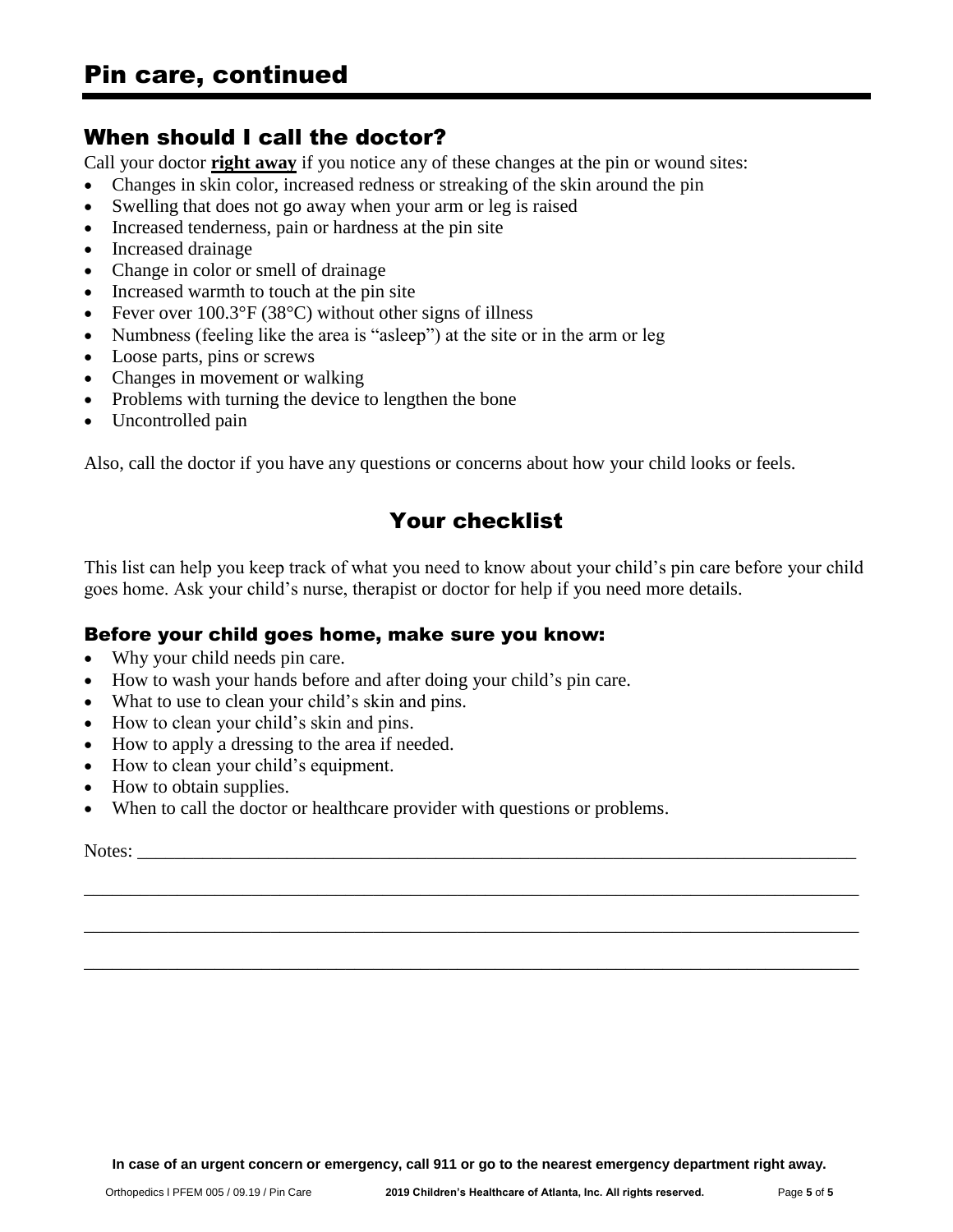# Pin care, continued

## When should I call the doctor?

Call your doctor **right away** if you notice any of these changes at the pin or wound sites:

- Changes in skin color, increased redness or streaking of the skin around the pin
- Swelling that does not go away when your arm or leg is raised
- Increased tenderness, pain or hardness at the pin site
- Increased drainage
- Change in color or smell of drainage
- Increased warmth to touch at the pin site
- Fever over 100.3°F (38°C) without other signs of illness
- Numbness (feeling like the area is "asleep") at the site or in the arm or leg
- Loose parts, pins or screws
- Changes in movement or walking
- Problems with turning the device to lengthen the bone
- Uncontrolled pain

Also, call the doctor if you have any questions or concerns about how your child looks or feels.

## Your checklist

This list can help you keep track of what you need to know about your child's pin care before your child goes home. Ask your child's nurse, therapist or doctor for help if you need more details.

### Before your child goes home, make sure you know:

- Why your child needs pin care.
- How to wash your hands before and after doing your child's pin care.
- What to use to clean your child's skin and pins.
- How to clean your child's skin and pins.
- How to apply a dressing to the area if needed.
- How to clean your child's equipment.
- How to obtain supplies.
- When to call the doctor or healthcare provider with questions or problems.

Notes: ____________________________________________________________________________

______________________________________________________________________________________

______________________________________________________________________________________

______________________________________________________________________________________

**In case of an urgent concern or emergency, call 911 or go to the nearest emergency department right away.**

Orthopedics l PFEM 005 / 09.19 / Pin Care **2019 Children's Healthcare of Atlanta, Inc. All rights reserved.**